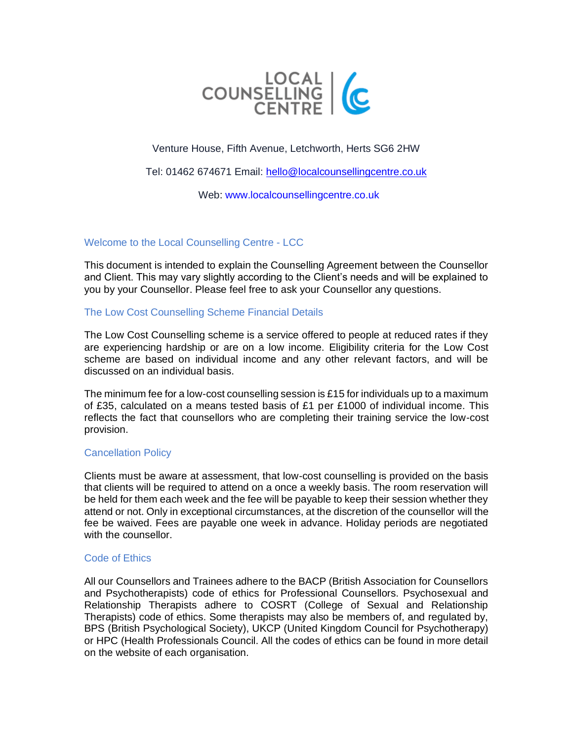# LOCAL COUNSELLING CENTRE

Venture House, Fifth Avenue, Letchworth, Herts SG6 2HW

Tel: 01462 674671 Email: hello@localcounsellingcentre.co.uk

Web: www.localcounsellingcentre.co.uk

## Welcome to the Local Counselling Centre - LCC

This document is intended to explain the Counselling Agreement between the Counsellor and Client. This may vary slightly according to the Client's needs and will be explained to you by your Counsellor. Please feel free to ask your Counsellor any questions.

## The Low Cost Counselling Scheme Financial Details

The Low Cost Counselling scheme is a service offered to people at reduced rates if they are experiencing hardship or are on a low income. Eligibility criteria for the Low Cost scheme are based on individual income and any other relevant factors, and will be discussed on an individual basis.

The minimum fee for a low-cost counselling session is £15 for individuals up to a maximum of £35, calculated on a means tested basis of £1 per £1000 of individual income. This reflects the fact that counsellors who are completing their training service the low-cost provision.

## Cancellation Policy

Clients must be aware at assessment, that low-cost counselling is provided on the basis that clients will be required to attend on a once a weekly basis. The room reservation will be held for them each week and the fee will be payable to keep their session whether they attend or not. Only in exceptional circumstances, at the discretion of the counsellor will the fee be waived. Fees are payable one week in advance. Holiday periods are negotiated with the counsellor.

## Code of Ethics

All our Counsellors and Trainees adhere to the BACP (British Association for Counsellors and Psychotherapists) code of ethics for Professional Counsellors. Psychosexual and Relationship Therapists adhere to COSRT (College of Sexual and Relationship Therapists) code of ethics. Some therapists may also be members of, and regulated by, BPS (British Psychological Society), UKCP (United Kingdom Council for Psychotherapy) or HPC (Health Professionals Council. All the codes of ethics can be found in more detail on the website of each organisation.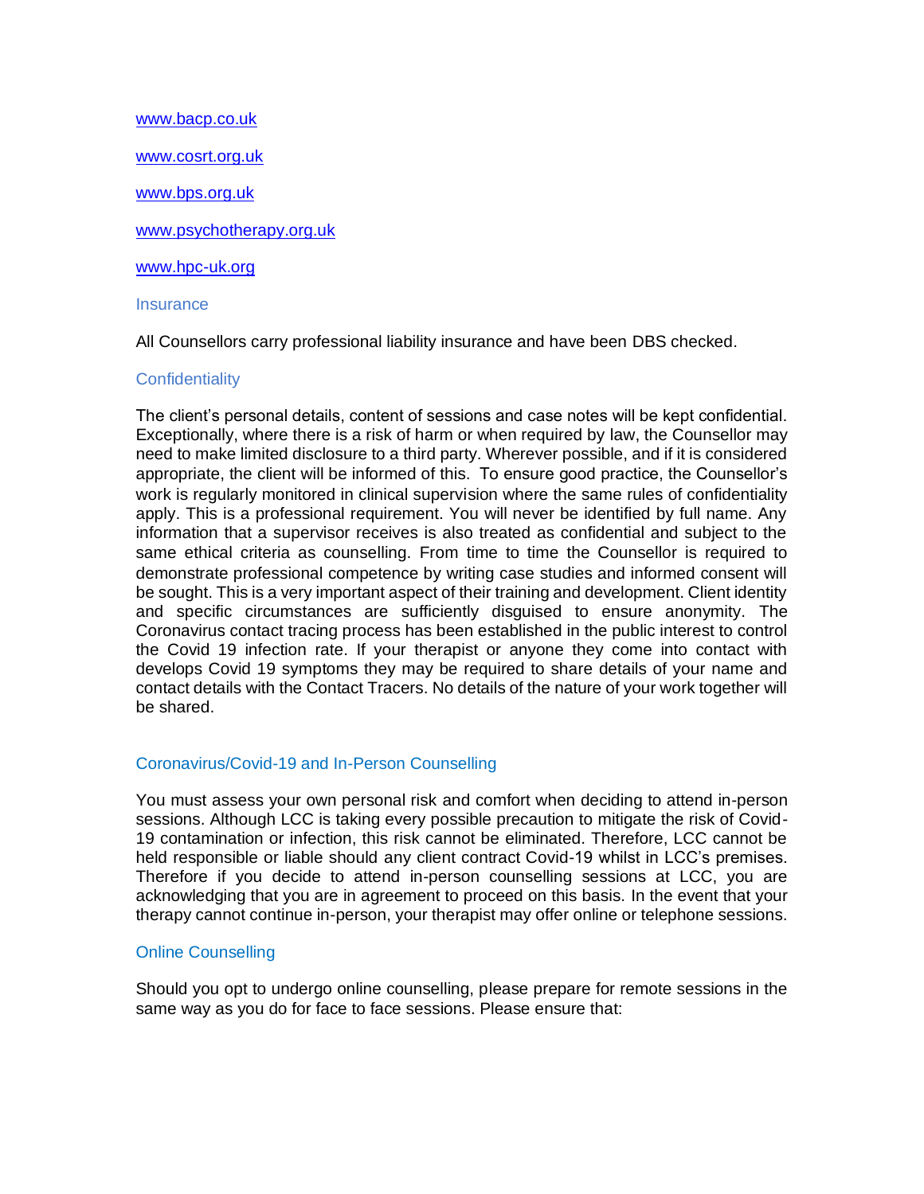www.bacp.co.uk

www.cosrt.org.uk

www.bps.org.uk

www.psychotherapy.org.uk

www.hpc-uk.org

## Insurance

All Counsellors carry professional liability insurance and have been DBS checked.

## Confidentiality

The client's personal details, content of sessions and case notes will be kept confidential. Exceptionally, where there is a risk of harm or when required by law, the Counsellor may need to make limited disclosure to a third party. Wherever possible, and if it is considered appropriate, the client will be informed of this. To ensure good practice, the Counsellor's work is regularly monitored in clinical supervision where the same rules of confidentiality apply. This is a professional requirement. You will never be identified by full name. Any information that a supervisor receives is also treated as confidential and subject to the same ethical criteria as counselling. From time to time the Counsellor is required to demonstrate professional competence by writing case studies and informed consent will be sought. This is a very important aspect of their training and development. Client identity and specific circumstances are sufficiently disguised to ensure anonymity. The Coronavirus contact tracing process has been established in the public interest to control the Covid 19 infection rate. If your therapist or anyone they come into contact with develops Covid 19 symptoms they may be required to share details of your name and contact details with the Contact Tracers. No details of the nature of your work together will be shared.

## Coronavirus/Covid-19 and In-Person Counselling

You must assess your own personal risk and comfort when deciding to attend in-person sessions. Although LCC is taking every possible precaution to mitigate the risk of Covid-19 contamination or infection, this risk cannot be eliminated. Therefore, LCC cannot be held responsible or liable should any client contract Covid-19 whilst in LCC's premises. Therefore if you decide to attend in-person counselling sessions at LCC, you are acknowledging that you are in agreement to proceed on this basis. In the event that your therapy cannot continue in-person, your therapist may offer online or telephone sessions.

## Online Counselling

Should you opt to undergo online counselling, please prepare for remote sessions in the same way as you do for face to face sessions. Please ensure that: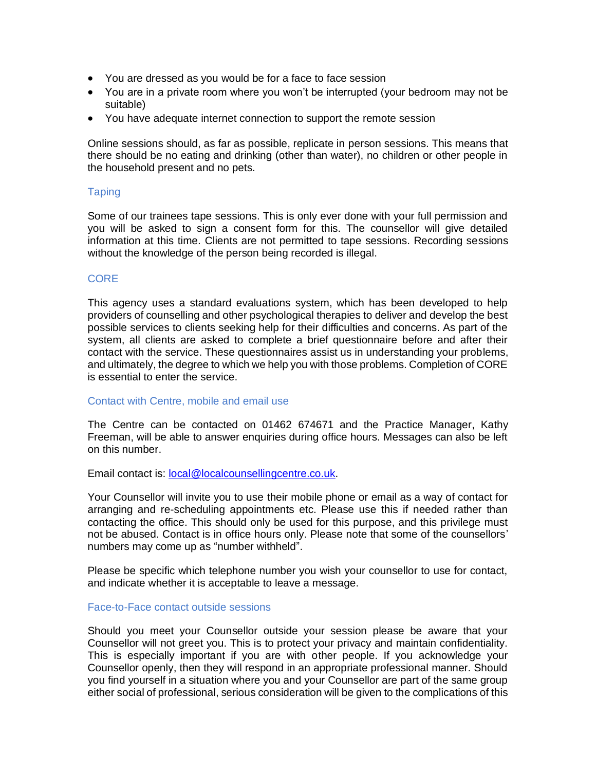- You are dressed as you would be for a face to face session
- You are in a private room where you won't be interrupted (your bedroom may not be suitable)
- You have adequate internet connection to support the remote session

Online sessions should, as far as possible, replicate in person sessions. This means that there should be no eating and drinking (other than water), no children or other people in the household present and no pets.

## Taping

Some of our trainees tape sessions. This is only ever done with your full permission and you will be asked to sign a consent form for this. The counsellor will give detailed information at this time. Clients are not permitted to tape sessions. Recording sessions without the knowledge of the person being recorded is illegal.

## CORE

This agency uses a standard evaluations system, which has been developed to help providers of counselling and other psychological therapies to deliver and develop the best possible services to clients seeking help for their difficulties and concerns. As part of the system, all clients are asked to complete a brief questionnaire before and after their contact with the service. These questionnaires assist us in understanding your problems, and ultimately, the degree to which we help you with those problems. Completion of CORE is essential to enter the service.

## Contact with Centre, mobile and email use

The Centre can be contacted on 01462 674671 and the Practice Manager, Kathy Freeman, will be able to answer enquiries during office hours. Messages can also be left on this number.

Email contact is: local@localcounsellingcentre.co.uk.

Your Counsellor will invite you to use their mobile phone or email as a way of contact for arranging and re-scheduling appointments etc. Please use this if needed rather than contacting the office. This should only be used for this purpose, and this privilege must not be abused. Contact is in office hours only. Please note that some of the counsellors' numbers may come up as "number withheld".

Please be specific which telephone number you wish your counsellor to use for contact, and indicate whether it is acceptable to leave a message.

## Face-to-Face contact outside sessions

Should you meet your Counsellor outside your session please be aware that your Counsellor will not greet you. This is to protect your privacy and maintain confidentiality. This is especially important if you are with other people. If you acknowledge your Counsellor openly, then they will respond in an appropriate professional manner. Should you find yourself in a situation where you and your Counsellor are part of the same group either social of professional, serious consideration will be given to the complications of this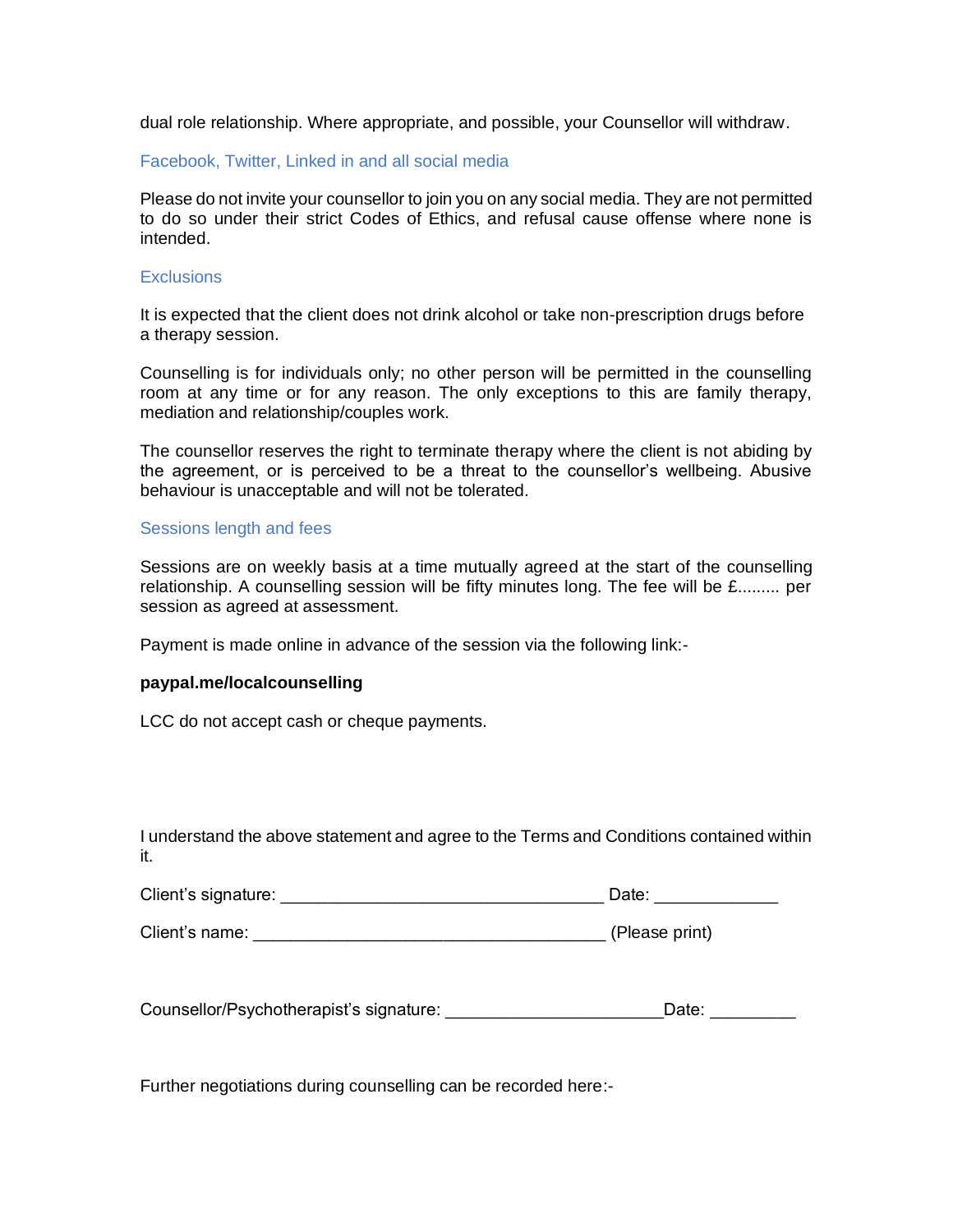dual role relationship. Where appropriate, and possible, your Counsellor will withdraw.

### Facebook, Twitter, Linked in and all social media

Please do not invite your counsellor to join you on any social media. They are not permitted to do so under their strict Codes of Ethics, and refusal cause offense where none is intended.

### Exclusions

It is expected that the client does not drink alcohol or take non-prescription drugs before a therapy session.

Counselling is for individuals only; no other person will be permitted in the counselling room at any time or for any reason. The only exceptions to this are family therapy, mediation and relationship/couples work.

The counsellor reserves the right to terminate therapy where the client is not abiding by the agreement, or is perceived to be a threat to the counsellor's wellbeing. Abusive behaviour is unacceptable and will not be tolerated.

### Sessions length and fees

Sessions are on weekly basis at a time mutually agreed at the start of the counselling relationship. A counselling session will be fifty minutes long. The fee will be £......... per session as agreed at assessment.

Payment is made online in advance of the session via the following link:-

**paypal.me/localcounselling**

LCC do not accept cash or cheque payments.

I understand the above statement and agree to the Terms and Conditions contained within it.

Client's signature: _________________________________ Date: _____________

Client's name: ____________________________________ (Please print)

Counsellor/Psychotherapist's signature: ______________________Date: _________

Further negotiations during counselling can be recorded here:-